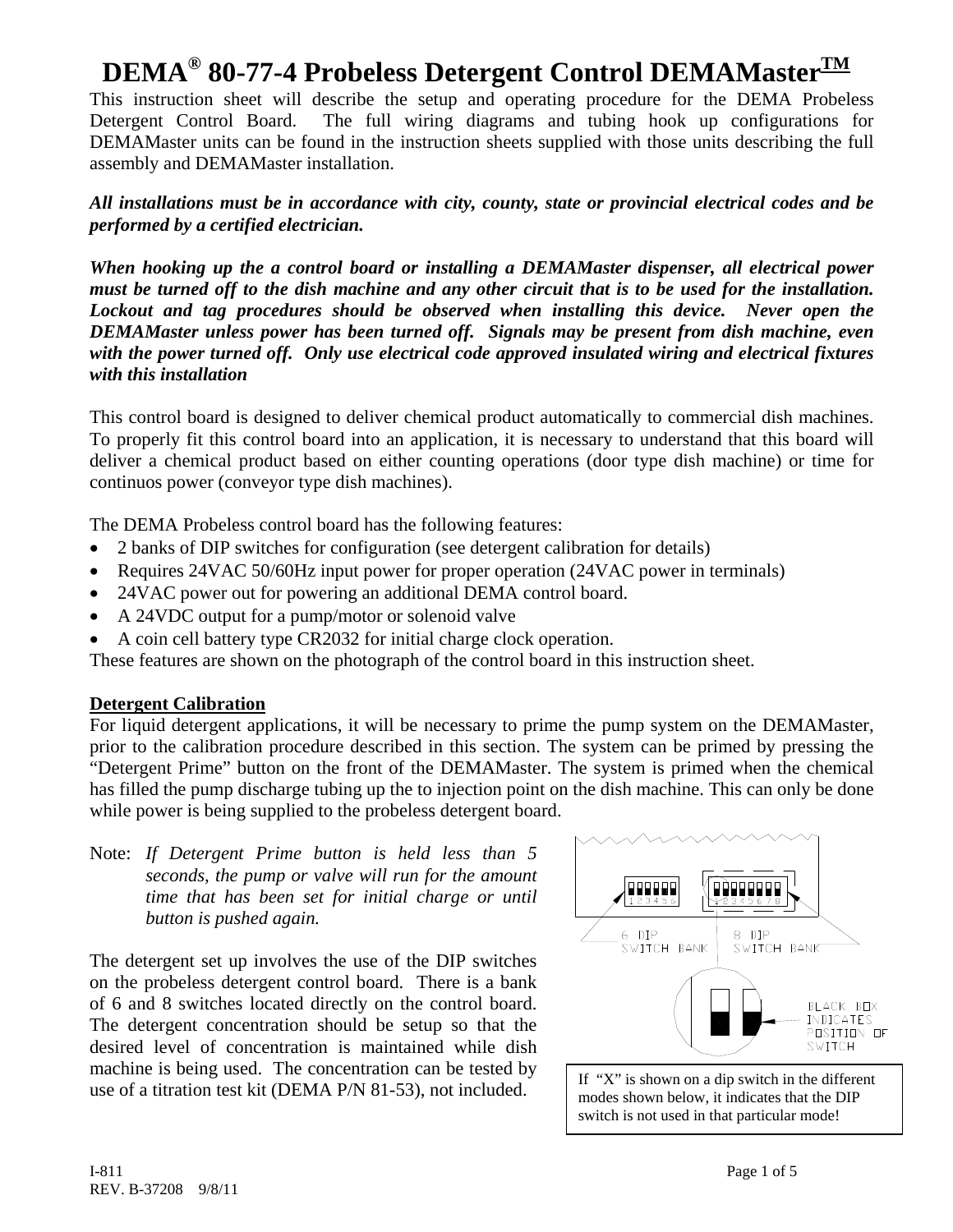# DEMA® 80-77-4 Probeless Detergent Control DEMAMaster™

This instruction sheet will describe the setup and operating procedure for the DEMA Probeless Detergent Control Board. The full wiring diagrams and tubing hook up configurations for DEMAMaster units can be found in the instruction sheets supplied with those units describing the full assembly and DEMAMaster installation.

***All installations must be in accordance with city, county, state or provincial electrical codes and be performed by a certified electrician.***

***When hooking up the a control board or installing a DEMAMaster dispenser, all electrical power must be turned off to the dish machine and any other circuit that is to be used for the installation. Lockout and tag procedures should be observed when installing this device. Never open the DEMAMaster unless power has been turned off. Signals may be present from dish machine, even with the power turned off. Only use electrical code approved insulated wiring and electrical fixtures with this installation***

This control board is designed to deliver chemical product automatically to commercial dish machines. To properly fit this control board into an application, it is necessary to understand that this board will deliver a chemical product based on either counting operations (door type dish machine) or time for continuos power (conveyor type dish machines).

The DEMA Probeless control board has the following features:

- 2 banks of DIP switches for configuration (see detergent calibration for details)
- Requires 24VAC 50/60Hz input power for proper operation (24VAC power in terminals)
- 24VAC power out for powering an additional DEMA control board.
- A 24VDC output for a pump/motor or solenoid valve
- A coin cell battery type CR2032 for initial charge clock operation.

These features are shown on the photograph of the control board in this instruction sheet.

## Detergent Calibration

For liquid detergent applications, it will be necessary to prime the pump system on the DEMAMaster, prior to the calibration procedure described in this section. The system can be primed by pressing the "Detergent Prime" button on the front of the DEMAMaster. The system is primed when the chemical has filled the pump discharge tubing up the to injection point on the dish machine. This can only be done while power is being supplied to the probeless detergent board.

Note: *If Detergent Prime button is held less than 5 seconds, the pump or valve will run for the amount time that has been set for initial charge or until button is pushed again.*

The detergent set up involves the use of the DIP switches on the probeless detergent control board. There is a bank of 6 and 8 switches located directly on the control board. The detergent concentration should be setup so that the desired level of concentration is maintained while dish machine is being used. The concentration can be tested by use of a titration test kit (DEMA P/N 81-53), not included.

6 DIP SWITCH BANK | 8 DIP SWITCH BANK

BLACK BOX INDICATES POSITION OF SWITCH

If "X" is shown on a dip switch in the different modes shown below, it indicates that the DIP switch is not used in that particular mode!

I-811
REV. B-37208 9/8/11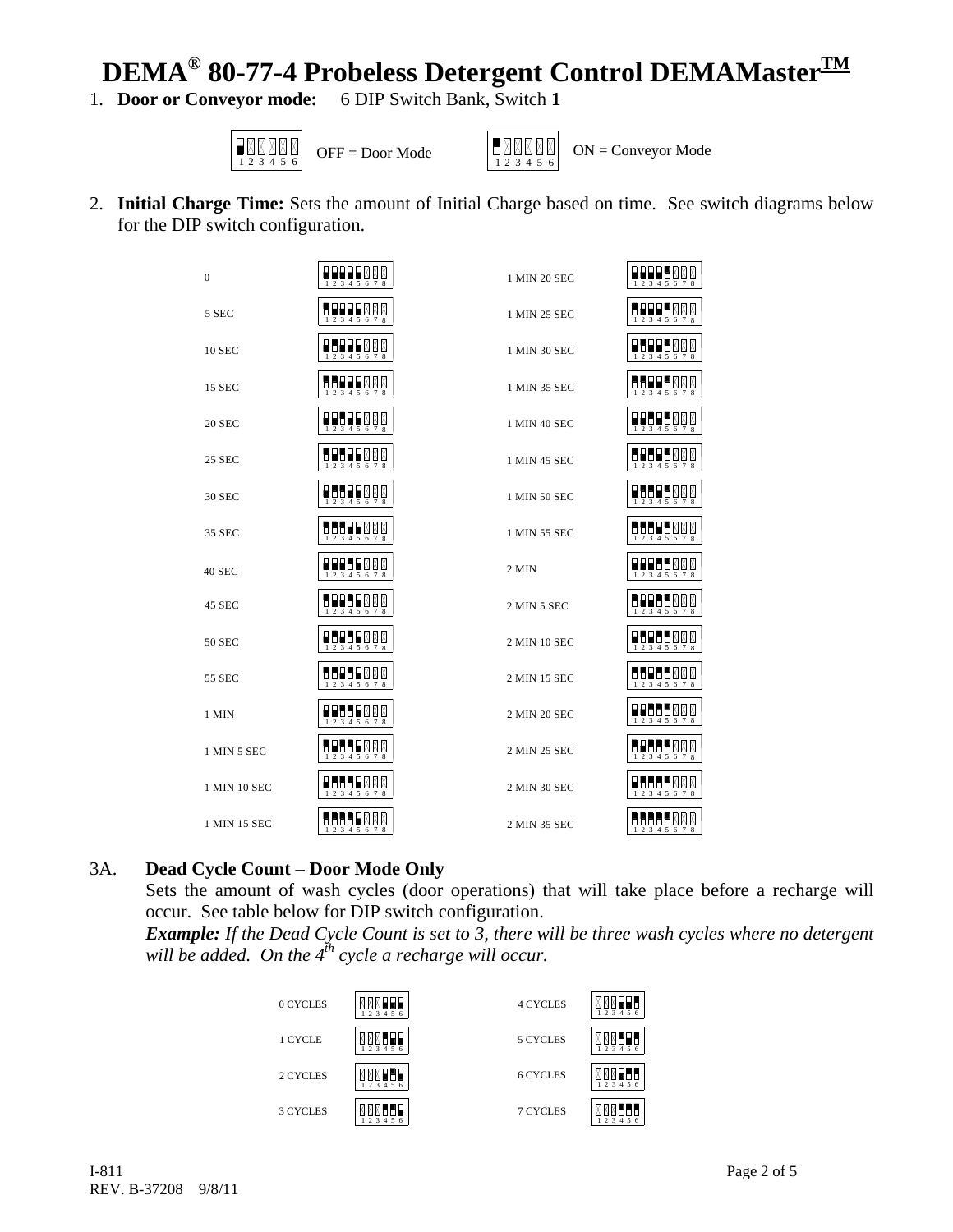# DEMA® 80-77-4 Probeless Detergent Control DEMAMaster™

1. **Door or Conveyor mode:** 6 DIP Switch Bank, Switch **1**

OFF = Door Mode

ON = Conveyor Mode

2. **Initial Charge Time:** Sets the amount of Initial Charge based on time. See switch diagrams below for the DIP switch configuration.

| Time | Time |
| --- | --- |
| 0 | 1 MIN 20 SEC |
| 5 SEC | 1 MIN 25 SEC |
| 10 SEC | 1 MIN 30 SEC |
| 15 SEC | 1 MIN 35 SEC |
| 20 SEC | 1 MIN 40 SEC |
| 25 SEC | 1 MIN 45 SEC |
| 30 SEC | 1 MIN 50 SEC |
| 35 SEC | 1 MIN 55 SEC |
| 40 SEC | 2 MIN |
| 45 SEC | 2 MIN 5 SEC |
| 50 SEC | 2 MIN 10 SEC |
| 55 SEC | 2 MIN 15 SEC |
| 1 MIN | 2 MIN 20 SEC |
| 1 MIN 5 SEC | 2 MIN 25 SEC |
| 1 MIN 10 SEC | 2 MIN 30 SEC |
| 1 MIN 15 SEC | 2 MIN 35 SEC |

3A. **Dead Cycle Count** – **Door Mode Only**

Sets the amount of wash cycles (door operations) that will take place before a recharge will occur. See table below for DIP switch configuration.

***Example:*** *If the Dead Cycle Count is set to 3, there will be three wash cycles where no detergent will be added. On the 4th cycle a recharge will occur.*

| Cycles | Cycles |
| --- | --- |
| 0 CYCLES | 4 CYCLES |
| 1 CYCLE | 5 CYCLES |
| 2 CYCLES | 6 CYCLES |
| 3 CYCLES | 7 CYCLES |

I-811
REV. B-37208 9/8/11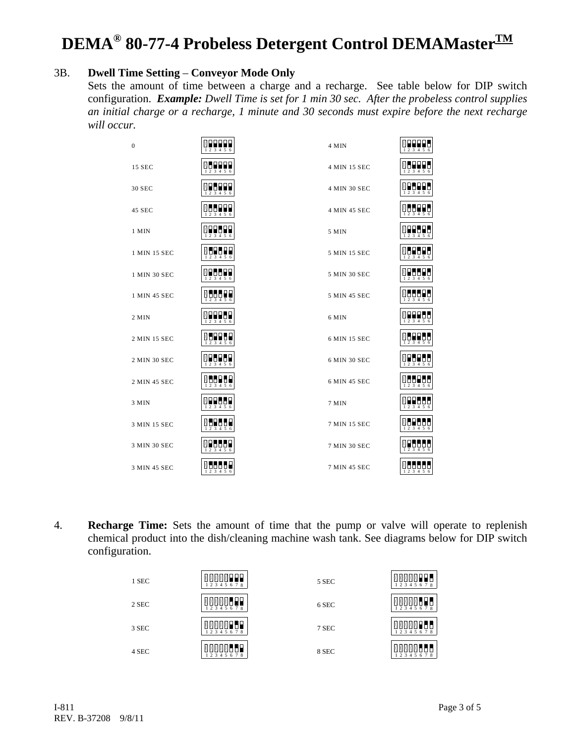# DEMA® 80-77-4 Probeless Detergent Control DEMAMaster™

3B. **Dwell Time Setting** – **Conveyor Mode Only**

Sets the amount of time between a charge and a recharge. See table below for DIP switch configuration. ***Example:*** *Dwell Time is set for 1 min 30 sec. After the probeless control supplies an initial charge or a recharge, 1 minute and 30 seconds must expire before the next recharge will occur.*

| Dwell Time | DIP Switch (1 2 3 4 5 6) | Dwell Time | DIP Switch (1 2 3 4 5 6) |
|---|---|---|---|
| 0 | | 4 MIN | |
| 15 SEC | | 4 MIN 15 SEC | |
| 30 SEC | | 4 MIN 30 SEC | |
| 45 SEC | | 4 MIN 45 SEC | |
| 1 MIN | | 5 MIN | |
| 1 MIN 15 SEC | | 5 MIN 15 SEC | |
| 1 MIN 30 SEC | | 5 MIN 30 SEC | |
| 1 MIN 45 SEC | | 5 MIN 45 SEC | |
| 2 MIN | | 6 MIN | |
| 2 MIN 15 SEC | | 6 MIN 15 SEC | |
| 2 MIN 30 SEC | | 6 MIN 30 SEC | |
| 2 MIN 45 SEC | | 6 MIN 45 SEC | |
| 3 MIN | | 7 MIN | |
| 3 MIN 15 SEC | | 7 MIN 15 SEC | |
| 3 MIN 30 SEC | | 7 MIN 30 SEC | |
| 3 MIN 45 SEC | | 7 MIN 45 SEC | |

4. **Recharge Time:** Sets the amount of time that the pump or valve will operate to replenish chemical product into the dish/cleaning machine wash tank. See diagrams below for DIP switch configuration.

| Recharge Time | DIP Switch (1 2 3 4 5 6 7 8) | Recharge Time | DIP Switch (1 2 3 4 5 6 7 8) |
|---|---|---|---|
| 1 SEC | | 5 SEC | |
| 2 SEC | | 6 SEC | |
| 3 SEC | | 7 SEC | |
| 4 SEC | | 8 SEC | |

I-811
REV. B-37208 9/8/11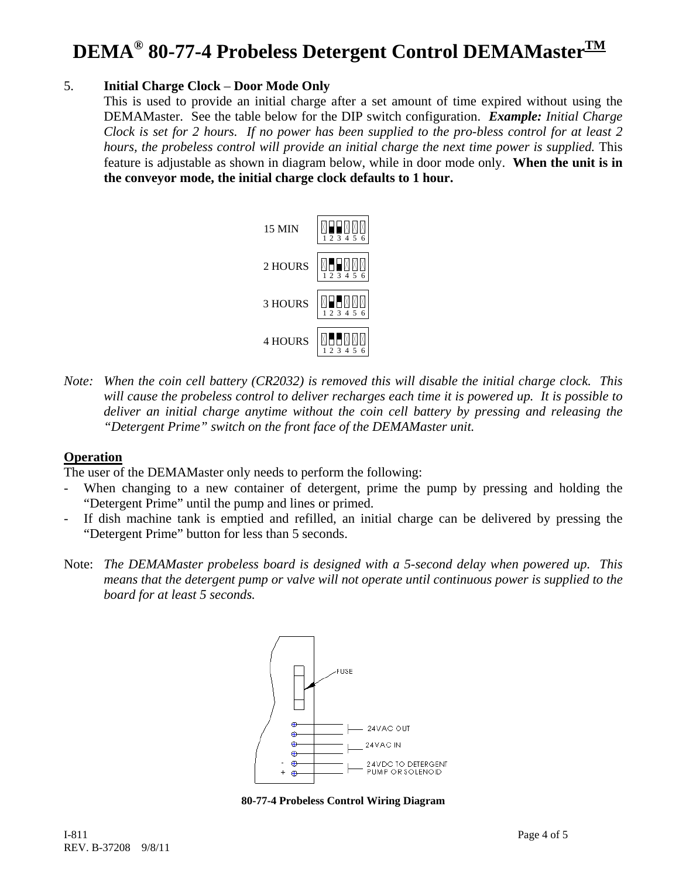# DEMA® 80-77-4 Probeless Detergent Control DEMAMaster™

5. **Initial Charge Clock** – **Door Mode Only**

   This is used to provide an initial charge after a set amount of time expired without using the DEMAMaster. See the table below for the DIP switch configuration. ***Example:*** *Initial Charge Clock is set for 2 hours. If no power has been supplied to the pro-bless control for at least 2 hours, the probeless control will provide an initial charge the next time power is supplied.* This feature is adjustable as shown in diagram below, while in door mode only. **When the unit is in the conveyor mode, the initial charge clock defaults to 1 hour.**

15 MIN

2 HOURS

3 HOURS

4 HOURS

*Note: When the coin cell battery (CR2032) is removed this will disable the initial charge clock. This will cause the probeless control to deliver recharges each time it is powered up. It is possible to deliver an initial charge anytime without the coin cell battery by pressing and releasing the "Detergent Prime" switch on the front face of the DEMAMaster unit.*

## Operation

The user of the DEMAMaster only needs to perform the following:

- When changing to a new container of detergent, prime the pump by pressing and holding the "Detergent Prime" until the pump and lines or primed.
- If dish machine tank is emptied and refilled, an initial charge can be delivered by pressing the "Detergent Prime" button for less than 5 seconds.

Note: *The DEMAMaster probeless board is designed with a 5-second delay when powered up. This means that the detergent pump or valve will not operate until continuous power is supplied to the board for at least 5 seconds.*

FUSE

24VAC OUT

24VAC IN

24VDC TO DETERGENT PUMP OR SOLENOID

**80-77-4 Probeless Control Wiring Diagram**

I-811
REV. B-37208 9/8/11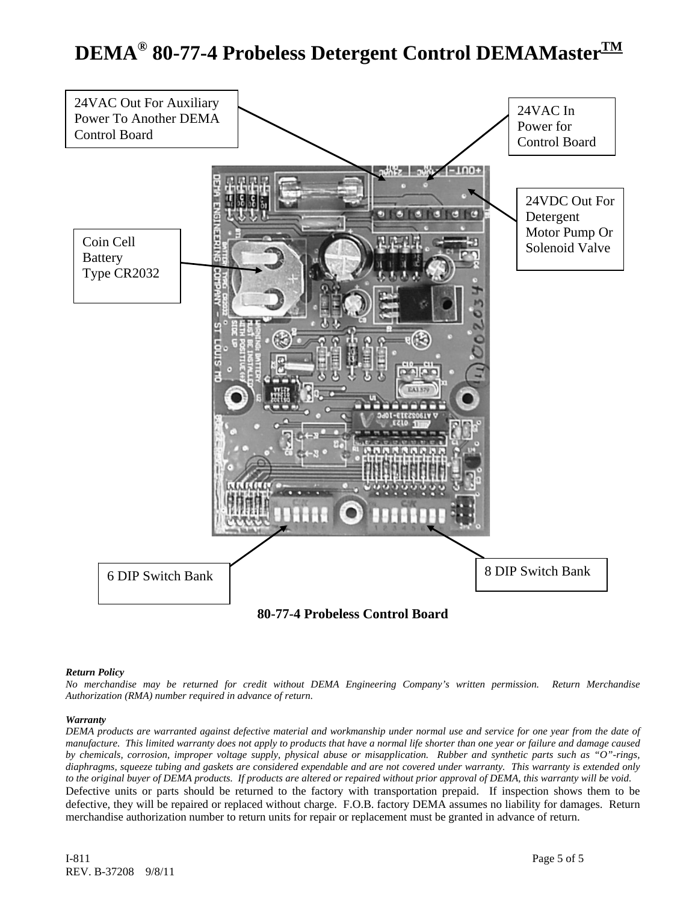# DEMA® 80-77-4 Probeless Detergent Control DEMAMaster™

24VAC Out For Auxiliary Power To Another DEMA Control Board

24VAC In Power for Control Board

24VDC Out For Detergent Motor Pump Or Solenoid Valve

Coin Cell Battery Type CR2032

6 DIP Switch Bank

8 DIP Switch Bank

**80-77-4 Probeless Control Board**

***Return Policy***

*No merchandise may be returned for credit without DEMA Engineering Company's written permission. Return Merchandise Authorization (RMA) number required in advance of return.*

***Warranty***

*DEMA products are warranted against defective material and workmanship under normal use and service for one year from the date of manufacture. This limited warranty does not apply to products that have a normal life shorter than one year or failure and damage caused by chemicals, corrosion, improper voltage supply, physical abuse or misapplication. Rubber and synthetic parts such as "O"-rings, diaphragms, squeeze tubing and gaskets are considered expendable and are not covered under warranty. This warranty is extended only to the original buyer of DEMA products. If products are altered or repaired without prior approval of DEMA, this warranty will be void.*
Defective units or parts should be returned to the factory with transportation prepaid. If inspection shows them to be defective, they will be repaired or replaced without charge. F.O.B. factory DEMA assumes no liability for damages. Return merchandise authorization number to return units for repair or replacement must be granted in advance of return.

I-811
REV. B-37208 9/8/11